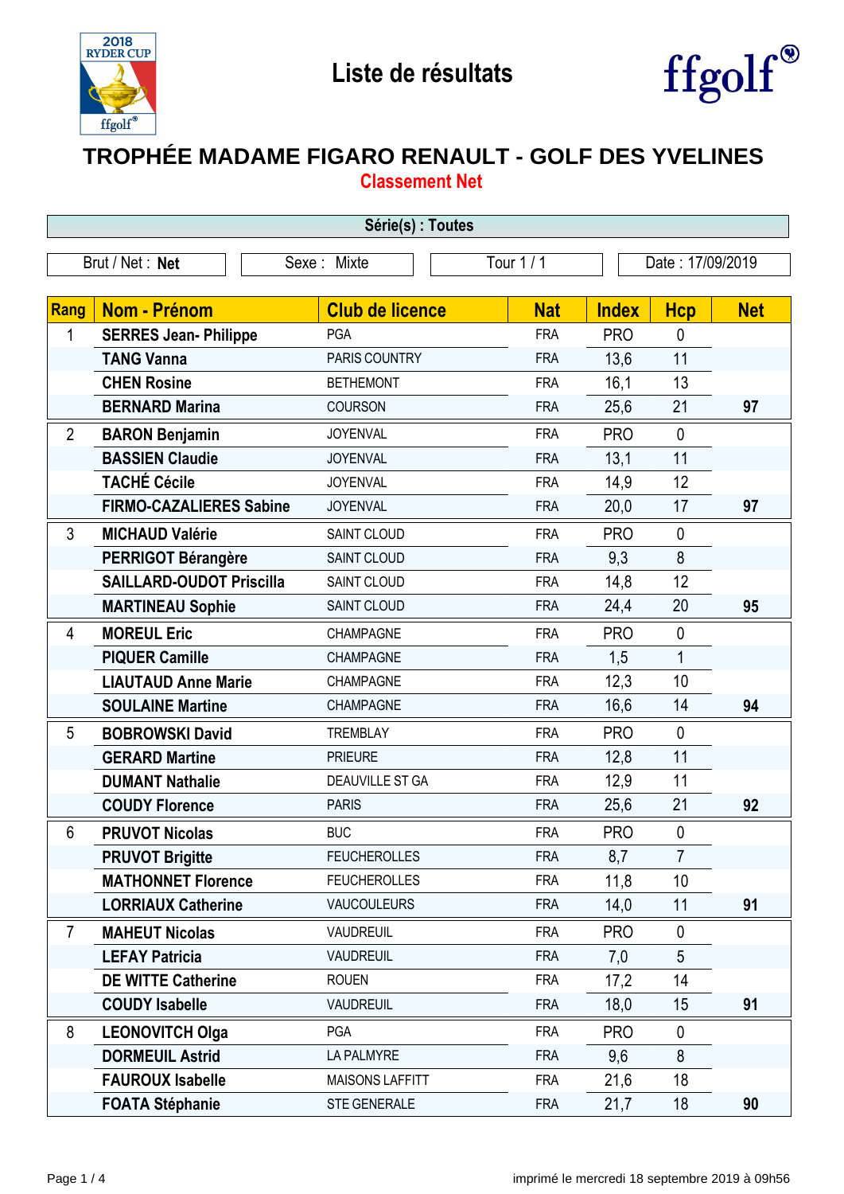# Liste de résultats

## TROPHÉE MADAME FIGARO RENAULT - GOLF DES YVELINES

**Classement Net**

**Série(s) : Toutes**

| Brut / Net : **Net** | Sexe : Mixte | Tour 1 / 1 | Date : 17/09/2019 |
|---|---|---|---|

| Rang | Nom - Prénom | Club de licence | Nat | Index | Hcp | Net |
|---|---|---|---|---|---|---|
| 1 | **SERRES Jean- Philippe** | PGA | FRA | PRO | 0 | |
| | **TANG Vanna** | PARIS COUNTRY | FRA | 13,6 | 11 | |
| | **CHEN Rosine** | BETHEMONT | FRA | 16,1 | 13 | |
| | **BERNARD Marina** | COURSON | FRA | 25,6 | 21 | **97** |
| 2 | **BARON Benjamin** | JOYENVAL | FRA | PRO | 0 | |
| | **BASSIEN Claudie** | JOYENVAL | FRA | 13,1 | 11 | |
| | **TACHÉ Cécile** | JOYENVAL | FRA | 14,9 | 12 | |
| | **FIRMO-CAZALIERES Sabine** | JOYENVAL | FRA | 20,0 | 17 | **97** |
| 3 | **MICHAUD Valérie** | SAINT CLOUD | FRA | PRO | 0 | |
| | **PERRIGOT Bérangère** | SAINT CLOUD | FRA | 9,3 | 8 | |
| | **SAILLARD-OUDOT Priscilla** | SAINT CLOUD | FRA | 14,8 | 12 | |
| | **MARTINEAU Sophie** | SAINT CLOUD | FRA | 24,4 | 20 | **95** |
| 4 | **MOREUL Eric** | CHAMPAGNE | FRA | PRO | 0 | |
| | **PIQUER Camille** | CHAMPAGNE | FRA | 1,5 | 1 | |
| | **LIAUTAUD Anne Marie** | CHAMPAGNE | FRA | 12,3 | 10 | |
| | **SOULAINE Martine** | CHAMPAGNE | FRA | 16,6 | 14 | **94** |
| 5 | **BOBROWSKI David** | TREMBLAY | FRA | PRO | 0 | |
| | **GERARD Martine** | PRIEURE | FRA | 12,8 | 11 | |
| | **DUMANT Nathalie** | DEAUVILLE ST GA | FRA | 12,9 | 11 | |
| | **COUDY Florence** | PARIS | FRA | 25,6 | 21 | **92** |
| 6 | **PRUVOT Nicolas** | BUC | FRA | PRO | 0 | |
| | **PRUVOT Brigitte** | FEUCHEROLLES | FRA | 8,7 | 7 | |
| | **MATHONNET Florence** | FEUCHEROLLES | FRA | 11,8 | 10 | |
| | **LORRIAUX Catherine** | VAUCOULEURS | FRA | 14,0 | 11 | **91** |
| 7 | **MAHEUT Nicolas** | VAUDREUIL | FRA | PRO | 0 | |
| | **LEFAY Patricia** | VAUDREUIL | FRA | 7,0 | 5 | |
| | **DE WITTE Catherine** | ROUEN | FRA | 17,2 | 14 | |
| | **COUDY Isabelle** | VAUDREUIL | FRA | 18,0 | 15 | **91** |
| 8 | **LEONOVITCH Olga** | PGA | FRA | PRO | 0 | |
| | **DORMEUIL Astrid** | LA PALMYRE | FRA | 9,6 | 8 | |
| | **FAUROUX Isabelle** | MAISONS LAFFITT | FRA | 21,6 | 18 | |
| | **FOATA Stéphanie** | STE GENERALE | FRA | 21,7 | 18 | **90** |

imprimé le mercredi 18 septembre 2019 à 09h56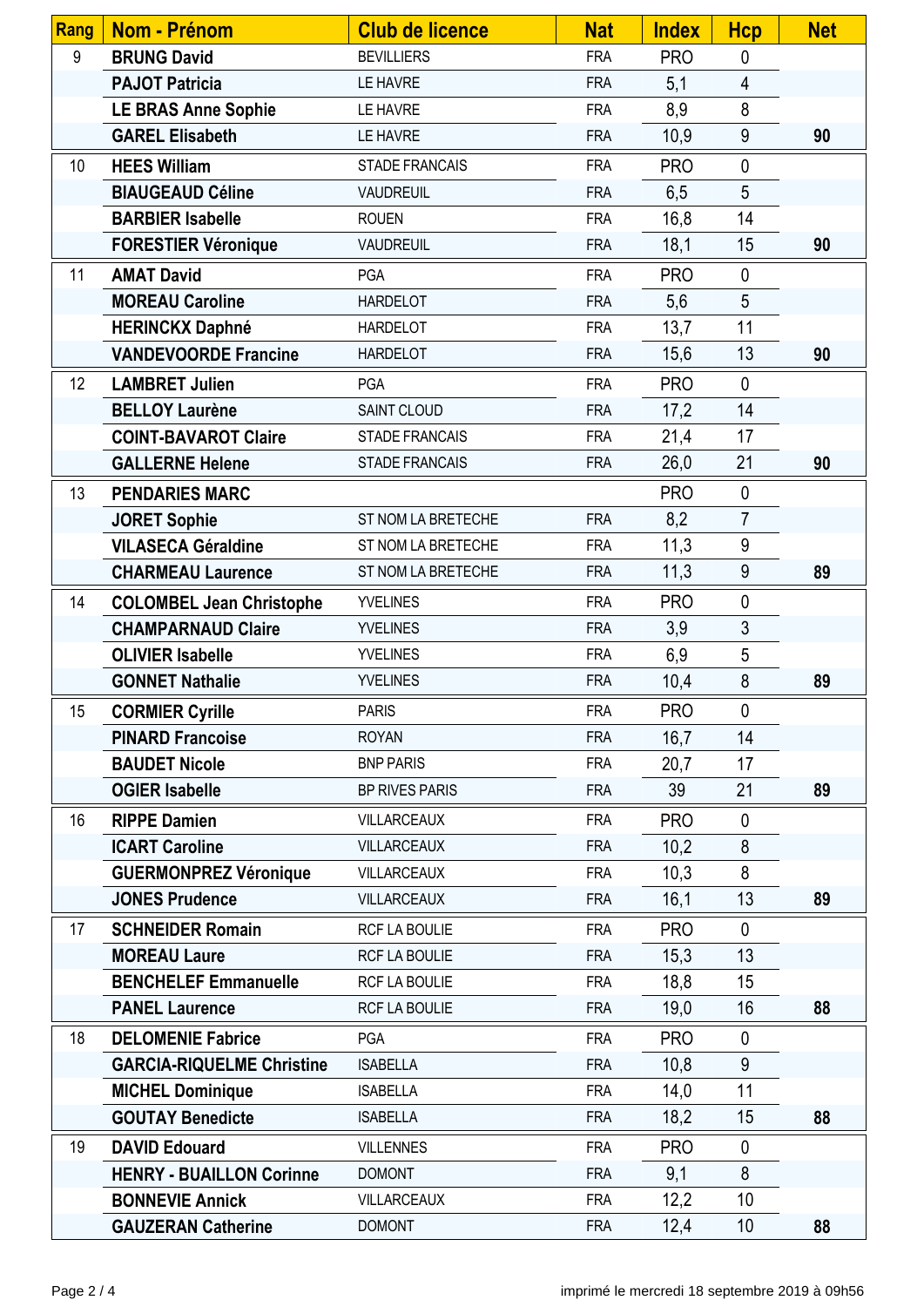| Rang | Nom - Prénom | Club de licence | Nat | Index | Hcp | Net |
|---|---|---|---|---|---|---|
| 9 | **BRUNG David** | BEVILLIERS | FRA | PRO | 0 | |
| | **PAJOT Patricia** | LE HAVRE | FRA | 5,1 | 4 | |
| | **LE BRAS Anne Sophie** | LE HAVRE | FRA | 8,9 | 8 | |
| | **GAREL Elisabeth** | LE HAVRE | FRA | 10,9 | 9 | **90** |
| 10 | **HEES William** | STADE FRANCAIS | FRA | PRO | 0 | |
| | **BIAUGEAUD Céline** | VAUDREUIL | FRA | 6,5 | 5 | |
| | **BARBIER Isabelle** | ROUEN | FRA | 16,8 | 14 | |
| | **FORESTIER Véronique** | VAUDREUIL | FRA | 18,1 | 15 | **90** |
| 11 | **AMAT David** | PGA | FRA | PRO | 0 | |
| | **MOREAU Caroline** | HARDELOT | FRA | 5,6 | 5 | |
| | **HERINCKX Daphné** | HARDELOT | FRA | 13,7 | 11 | |
| | **VANDEVOORDE Francine** | HARDELOT | FRA | 15,6 | 13 | **90** |
| 12 | **LAMBRET Julien** | PGA | FRA | PRO | 0 | |
| | **BELLOY Laurène** | SAINT CLOUD | FRA | 17,2 | 14 | |
| | **COINT-BAVAROT Claire** | STADE FRANCAIS | FRA | 21,4 | 17 | |
| | **GALLERNE Helene** | STADE FRANCAIS | FRA | 26,0 | 21 | **90** |
| 13 | **PENDARIES MARC** | | | PRO | 0 | |
| | **JORET Sophie** | ST NOM LA BRETECHE | FRA | 8,2 | 7 | |
| | **VILASECA Géraldine** | ST NOM LA BRETECHE | FRA | 11,3 | 9 | |
| | **CHARMEAU Laurence** | ST NOM LA BRETECHE | FRA | 11,3 | 9 | **89** |
| 14 | **COLOMBEL Jean Christophe** | YVELINES | FRA | PRO | 0 | |
| | **CHAMPARNAUD Claire** | YVELINES | FRA | 3,9 | 3 | |
| | **OLIVIER Isabelle** | YVELINES | FRA | 6,9 | 5 | |
| | **GONNET Nathalie** | YVELINES | FRA | 10,4 | 8 | **89** |
| 15 | **CORMIER Cyrille** | PARIS | FRA | PRO | 0 | |
| | **PINARD Francoise** | ROYAN | FRA | 16,7 | 14 | |
| | **BAUDET Nicole** | BNP PARIS | FRA | 20,7 | 17 | |
| | **OGIER Isabelle** | BP RIVES PARIS | FRA | 39 | 21 | **89** |
| 16 | **RIPPE Damien** | VILLARCEAUX | FRA | PRO | 0 | |
| | **ICART Caroline** | VILLARCEAUX | FRA | 10,2 | 8 | |
| | **GUERMONPREZ Véronique** | VILLARCEAUX | FRA | 10,3 | 8 | |
| | **JONES Prudence** | VILLARCEAUX | FRA | 16,1 | 13 | **89** |
| 17 | **SCHNEIDER Romain** | RCF LA BOULIE | FRA | PRO | 0 | |
| | **MOREAU Laure** | RCF LA BOULIE | FRA | 15,3 | 13 | |
| | **BENCHELEF Emmanuelle** | RCF LA BOULIE | FRA | 18,8 | 15 | |
| | **PANEL Laurence** | RCF LA BOULIE | FRA | 19,0 | 16 | **88** |
| 18 | **DELOMENIE Fabrice** | PGA | FRA | PRO | 0 | |
| | **GARCIA-RIQUELME Christine** | ISABELLA | FRA | 10,8 | 9 | |
| | **MICHEL Dominique** | ISABELLA | FRA | 14,0 | 11 | |
| | **GOUTAY Benedicte** | ISABELLA | FRA | 18,2 | 15 | **88** |
| 19 | **DAVID Edouard** | VILLENNES | FRA | PRO | 0 | |
| | **HENRY - BUAILLON Corinne** | DOMONT | FRA | 9,1 | 8 | |
| | **BONNEVIE Annick** | VILLARCEAUX | FRA | 12,2 | 10 | |
| | **GAUZERAN Catherine** | DOMONT | FRA | 12,4 | 10 | **88** |

imprimé le mercredi 18 septembre 2019 à 09h56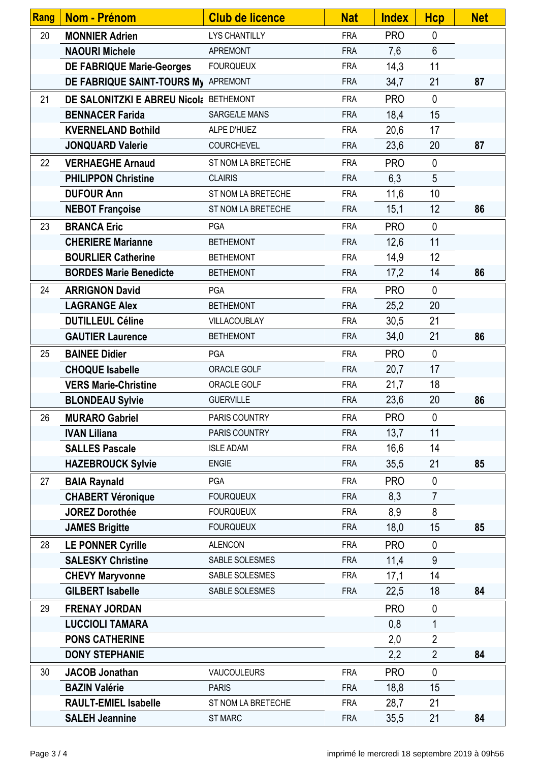| Rang | Nom - Prénom | Club de licence | Nat | Index | Hcp | Net |
|---|---|---|---|---|---|---|
| 20 | **MONNIER Adrien** | LYS CHANTILLY | FRA | PRO | 0 | |
| | **NAOURI Michele** | APREMONT | FRA | 7,6 | 6 | |
| | **DE FABRIQUE Marie-Georges** | FOURQUEUX | FRA | 14,3 | 11 | |
| | **DE FABRIQUE SAINT-TOURS My** | APREMONT | FRA | 34,7 | 21 | **87** |
| 21 | **DE SALONITZKI E ABREU Nicola** | BETHEMONT | FRA | PRO | 0 | |
| | **BENNACER Farida** | SARGE/LE MANS | FRA | 18,4 | 15 | |
| | **KVERNELAND Bothild** | ALPE D'HUEZ | FRA | 20,6 | 17 | |
| | **JONQUARD Valerie** | COURCHEVEL | FRA | 23,6 | 20 | **87** |
| 22 | **VERHAEGHE Arnaud** | ST NOM LA BRETECHE | FRA | PRO | 0 | |
| | **PHILIPPON Christine** | CLAIRIS | FRA | 6,3 | 5 | |
| | **DUFOUR Ann** | ST NOM LA BRETECHE | FRA | 11,6 | 10 | |
| | **NEBOT Françoise** | ST NOM LA BRETECHE | FRA | 15,1 | 12 | **86** |
| 23 | **BRANCA Eric** | PGA | FRA | PRO | 0 | |
| | **CHERIERE Marianne** | BETHEMONT | FRA | 12,6 | 11 | |
| | **BOURLIER Catherine** | BETHEMONT | FRA | 14,9 | 12 | |
| | **BORDES Marie Benedicte** | BETHEMONT | FRA | 17,2 | 14 | **86** |
| 24 | **ARRIGNON David** | PGA | FRA | PRO | 0 | |
| | **LAGRANGE Alex** | BETHEMONT | FRA | 25,2 | 20 | |
| | **DUTILLEUL Céline** | VILLACOUBLAY | FRA | 30,5 | 21 | |
| | **GAUTIER Laurence** | BETHEMONT | FRA | 34,0 | 21 | **86** |
| 25 | **BAINEE Didier** | PGA | FRA | PRO | 0 | |
| | **CHOQUE Isabelle** | ORACLE GOLF | FRA | 20,7 | 17 | |
| | **VERS Marie-Christine** | ORACLE GOLF | FRA | 21,7 | 18 | |
| | **BLONDEAU Sylvie** | GUERVILLE | FRA | 23,6 | 20 | **86** |
| 26 | **MURARO Gabriel** | PARIS COUNTRY | FRA | PRO | 0 | |
| | **IVAN Liliana** | PARIS COUNTRY | FRA | 13,7 | 11 | |
| | **SALLES Pascale** | ISLE ADAM | FRA | 16,6 | 14 | |
| | **HAZEBROUCK Sylvie** | ENGIE | FRA | 35,5 | 21 | **85** |
| 27 | **BAIA Raynald** | PGA | FRA | PRO | 0 | |
| | **CHABERT Véronique** | FOURQUEUX | FRA | 8,3 | 7 | |
| | **JOREZ Dorothée** | FOURQUEUX | FRA | 8,9 | 8 | |
| | **JAMES Brigitte** | FOURQUEUX | FRA | 18,0 | 15 | **85** |
| 28 | **LE PONNER Cyrille** | ALENCON | FRA | PRO | 0 | |
| | **SALESKY Christine** | SABLE SOLESMES | FRA | 11,4 | 9 | |
| | **CHEVY Maryvonne** | SABLE SOLESMES | FRA | 17,1 | 14 | |
| | **GILBERT Isabelle** | SABLE SOLESMES | FRA | 22,5 | 18 | **84** |
| 29 | **FRENAY JORDAN** | | | PRO | 0 | |
| | **LUCCIOLI TAMARA** | | | 0,8 | 1 | |
| | **PONS CATHERINE** | | | 2,0 | 2 | |
| | **DONY STEPHANIE** | | | 2,2 | 2 | **84** |
| 30 | **JACOB Jonathan** | VAUCOULEURS | FRA | PRO | 0 | |
| | **BAZIN Valérie** | PARIS | FRA | 18,8 | 15 | |
| | **RAULT-EMIEL Isabelle** | ST NOM LA BRETECHE | FRA | 28,7 | 21 | |
| | **SALEH Jeannine** | ST MARC | FRA | 35,5 | 21 | **84** |

imprimé le mercredi 18 septembre 2019 à 09h56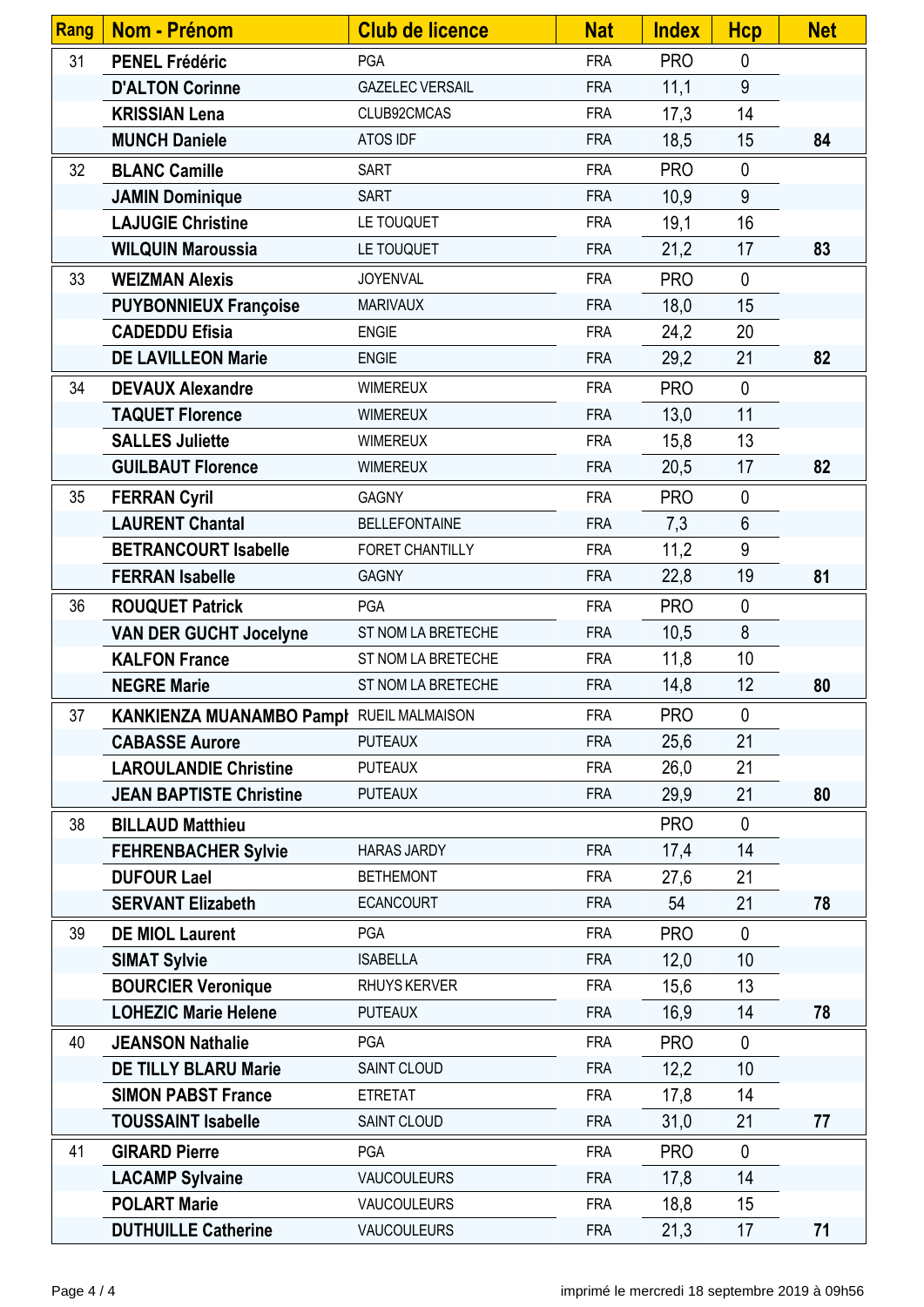| Rang | Nom - Prénom | Club de licence | Nat | Index | Hcp | Net |
|---|---|---|---|---|---|---|
| 31 | **PENEL Frédéric** | PGA | FRA | PRO | 0 | |
| | **D'ALTON Corinne** | GAZELEC VERSAIL | FRA | 11,1 | 9 | |
| | **KRISSIAN Lena** | CLUB92CMCAS | FRA | 17,3 | 14 | |
| | **MUNCH Daniele** | ATOS IDF | FRA | 18,5 | 15 | **84** |
| 32 | **BLANC Camille** | SART | FRA | PRO | 0 | |
| | **JAMIN Dominique** | SART | FRA | 10,9 | 9 | |
| | **LAJUGIE Christine** | LE TOUQUET | FRA | 19,1 | 16 | |
| | **WILQUIN Maroussia** | LE TOUQUET | FRA | 21,2 | 17 | **83** |
| 33 | **WEIZMAN Alexis** | JOYENVAL | FRA | PRO | 0 | |
| | **PUYBONNIEUX Françoise** | MARIVAUX | FRA | 18,0 | 15 | |
| | **CADEDDU Efisia** | ENGIE | FRA | 24,2 | 20 | |
| | **DE LAVILLEON Marie** | ENGIE | FRA | 29,2 | 21 | **82** |
| 34 | **DEVAUX Alexandre** | WIMEREUX | FRA | PRO | 0 | |
| | **TAQUET Florence** | WIMEREUX | FRA | 13,0 | 11 | |
| | **SALLES Juliette** | WIMEREUX | FRA | 15,8 | 13 | |
| | **GUILBAUT Florence** | WIMEREUX | FRA | 20,5 | 17 | **82** |
| 35 | **FERRAN Cyril** | GAGNY | FRA | PRO | 0 | |
| | **LAURENT Chantal** | BELLEFONTAINE | FRA | 7,3 | 6 | |
| | **BETRANCOURT Isabelle** | FORET CHANTILLY | FRA | 11,2 | 9 | |
| | **FERRAN Isabelle** | GAGNY | FRA | 22,8 | 19 | **81** |
| 36 | **ROUQUET Patrick** | PGA | FRA | PRO | 0 | |
| | **VAN DER GUCHT Jocelyne** | ST NOM LA BRETECHE | FRA | 10,5 | 8 | |
| | **KALFON France** | ST NOM LA BRETECHE | FRA | 11,8 | 10 | |
| | **NEGRE Marie** | ST NOM LA BRETECHE | FRA | 14,8 | 12 | **80** |
| 37 | **KANKIENZA MUANAMBO Pampl** | RUEIL MALMAISON | FRA | PRO | 0 | |
| | **CABASSE Aurore** | PUTEAUX | FRA | 25,6 | 21 | |
| | **LAROULANDIE Christine** | PUTEAUX | FRA | 26,0 | 21 | |
| | **JEAN BAPTISTE Christine** | PUTEAUX | FRA | 29,9 | 21 | **80** |
| 38 | **BILLAUD Matthieu** | | | PRO | 0 | |
| | **FEHRENBACHER Sylvie** | HARAS JARDY | FRA | 17,4 | 14 | |
| | **DUFOUR Lael** | BETHEMONT | FRA | 27,6 | 21 | |
| | **SERVANT Elizabeth** | ECANCOURT | FRA | 54 | 21 | **78** |
| 39 | **DE MIOL Laurent** | PGA | FRA | PRO | 0 | |
| | **SIMAT Sylvie** | ISABELLA | FRA | 12,0 | 10 | |
| | **BOURCIER Veronique** | RHUYS KERVER | FRA | 15,6 | 13 | |
| | **LOHEZIC Marie Helene** | PUTEAUX | FRA | 16,9 | 14 | **78** |
| 40 | **JEANSON Nathalie** | PGA | FRA | PRO | 0 | |
| | **DE TILLY BLARU Marie** | SAINT CLOUD | FRA | 12,2 | 10 | |
| | **SIMON PABST France** | ETRETAT | FRA | 17,8 | 14 | |
| | **TOUSSAINT Isabelle** | SAINT CLOUD | FRA | 31,0 | 21 | **77** |
| 41 | **GIRARD Pierre** | PGA | FRA | PRO | 0 | |
| | **LACAMP Sylvaine** | VAUCOULEURS | FRA | 17,8 | 14 | |
| | **POLART Marie** | VAUCOULEURS | FRA | 18,8 | 15 | |
| | **DUTHUILLE Catherine** | VAUCOULEURS | FRA | 21,3 | 17 | **71** |

imprimé le mercredi 18 septembre 2019 à 09h56